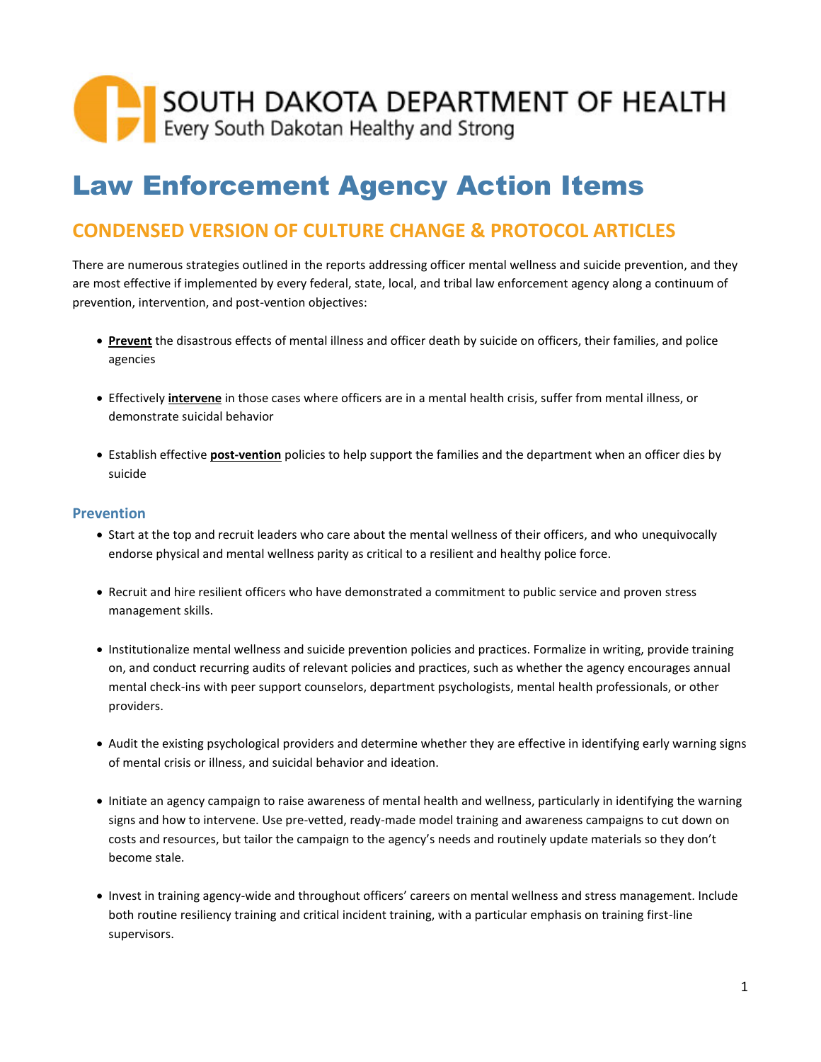SOUTH DAKOTA DEPARTMENT OF HEALTH
Every South Dakotan Healthy and Strong

# Law Enforcement Agency Action Items

## CONDENSED VERSION OF CULTURE CHANGE & PROTOCOL ARTICLES

There are numerous strategies outlined in the reports addressing officer mental wellness and suicide prevention, and they are most effective if implemented by every federal, state, local, and tribal law enforcement agency along a continuum of prevention, intervention, and post-vention objectives:

- **Prevent** the disastrous effects of mental illness and officer death by suicide on officers, their families, and police agencies
- Effectively **intervene** in those cases where officers are in a mental health crisis, suffer from mental illness, or demonstrate suicidal behavior
- Establish effective **post-vention** policies to help support the families and the department when an officer dies by suicide

### Prevention

- Start at the top and recruit leaders who care about the mental wellness of their officers, and who unequivocally endorse physical and mental wellness parity as critical to a resilient and healthy police force.
- Recruit and hire resilient officers who have demonstrated a commitment to public service and proven stress management skills.
- Institutionalize mental wellness and suicide prevention policies and practices. Formalize in writing, provide training on, and conduct recurring audits of relevant policies and practices, such as whether the agency encourages annual mental check-ins with peer support counselors, department psychologists, mental health professionals, or other providers.
- Audit the existing psychological providers and determine whether they are effective in identifying early warning signs of mental crisis or illness, and suicidal behavior and ideation.
- Initiate an agency campaign to raise awareness of mental health and wellness, particularly in identifying the warning signs and how to intervene. Use pre-vetted, ready-made model training and awareness campaigns to cut down on costs and resources, but tailor the campaign to the agency's needs and routinely update materials so they don't become stale.
- Invest in training agency-wide and throughout officers' careers on mental wellness and stress management. Include both routine resiliency training and critical incident training, with a particular emphasis on training first-line supervisors.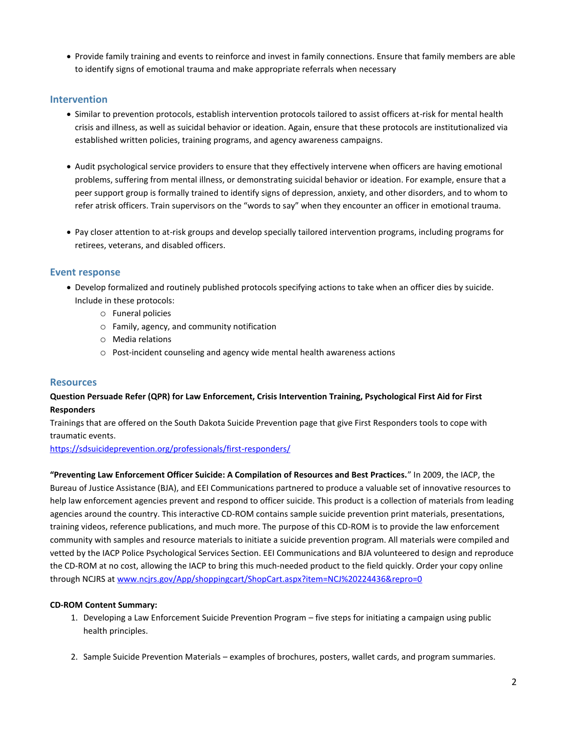- Provide family training and events to reinforce and invest in family connections. Ensure that family members are able to identify signs of emotional trauma and make appropriate referrals when necessary

## Intervention

- Similar to prevention protocols, establish intervention protocols tailored to assist officers at-risk for mental health crisis and illness, as well as suicidal behavior or ideation. Again, ensure that these protocols are institutionalized via established written policies, training programs, and agency awareness campaigns.

- Audit psychological service providers to ensure that they effectively intervene when officers are having emotional problems, suffering from mental illness, or demonstrating suicidal behavior or ideation. For example, ensure that a peer support group is formally trained to identify signs of depression, anxiety, and other disorders, and to whom to refer atrisk officers. Train supervisors on the "words to say" when they encounter an officer in emotional trauma.

- Pay closer attention to at-risk groups and develop specially tailored intervention programs, including programs for retirees, veterans, and disabled officers.

## Event response

- Develop formalized and routinely published protocols specifying actions to take when an officer dies by suicide. Include in these protocols:
  - Funeral policies
  - Family, agency, and community notification
  - Media relations
  - Post-incident counseling and agency wide mental health awareness actions

## Resources

**Question Persuade Refer (QPR) for Law Enforcement, Crisis Intervention Training, Psychological First Aid for First Responders**

Trainings that are offered on the South Dakota Suicide Prevention page that give First Responders tools to cope with traumatic events.

https://sdsuicideprevention.org/professionals/first-responders/

**"Preventing Law Enforcement Officer Suicide: A Compilation of Resources and Best Practices.**" In 2009, the IACP, the Bureau of Justice Assistance (BJA), and EEI Communications partnered to produce a valuable set of innovative resources to help law enforcement agencies prevent and respond to officer suicide. This product is a collection of materials from leading agencies around the country. This interactive CD-ROM contains sample suicide prevention print materials, presentations, training videos, reference publications, and much more. The purpose of this CD-ROM is to provide the law enforcement community with samples and resource materials to initiate a suicide prevention program. All materials were compiled and vetted by the IACP Police Psychological Services Section. EEI Communications and BJA volunteered to design and reproduce the CD-ROM at no cost, allowing the IACP to bring this much-needed product to the field quickly. Order your copy online through NCJRS at www.ncjrs.gov/App/shoppingcart/ShopCart.aspx?item=NCJ%20224436&repro=0

**CD-ROM Content Summary:**

1. Developing a Law Enforcement Suicide Prevention Program – five steps for initiating a campaign using public health principles.

2. Sample Suicide Prevention Materials – examples of brochures, posters, wallet cards, and program summaries.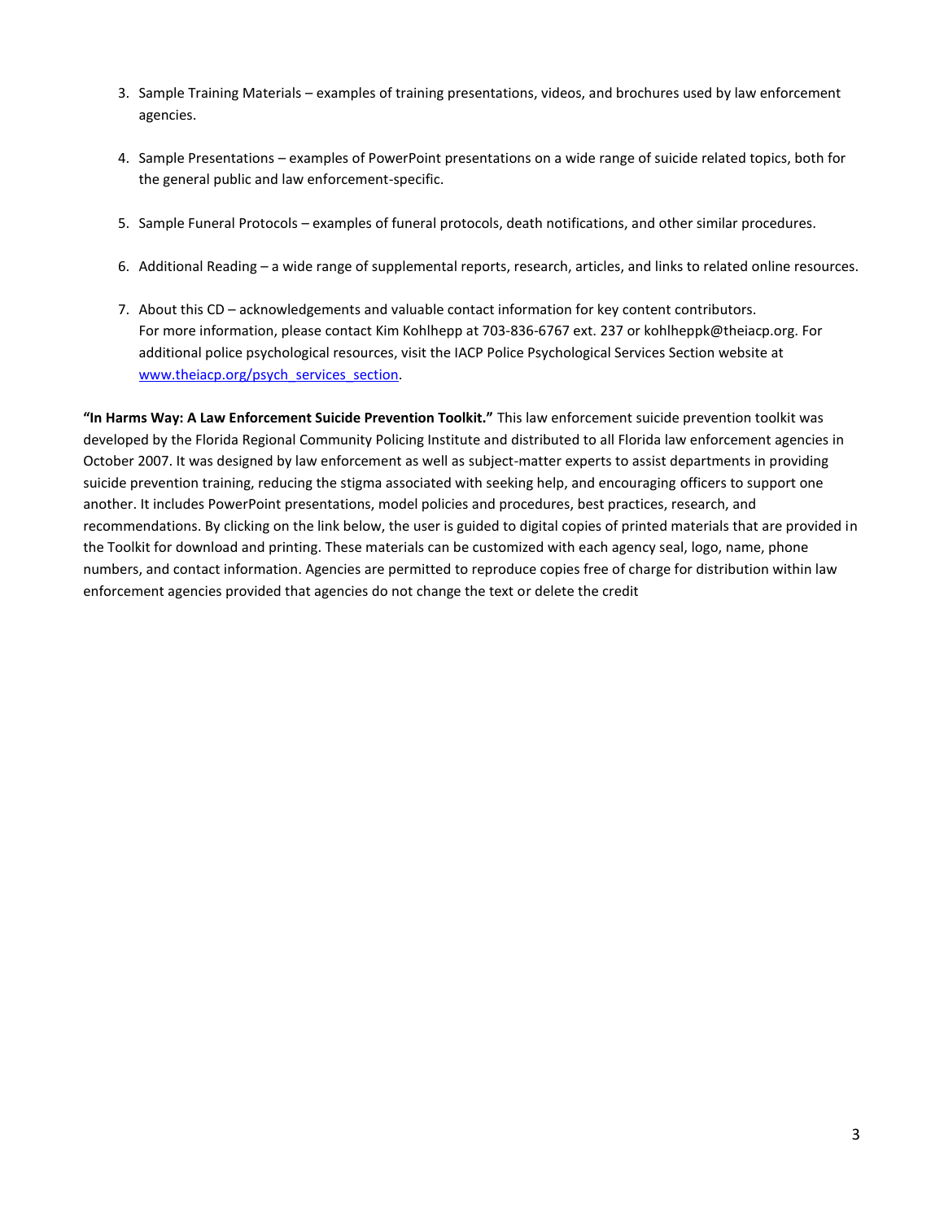3. Sample Training Materials – examples of training presentations, videos, and brochures used by law enforcement agencies.

4. Sample Presentations – examples of PowerPoint presentations on a wide range of suicide related topics, both for the general public and law enforcement-specific.

5. Sample Funeral Protocols – examples of funeral protocols, death notifications, and other similar procedures.

6. Additional Reading – a wide range of supplemental reports, research, articles, and links to related online resources.

7. About this CD – acknowledgements and valuable contact information for key content contributors.
   For more information, please contact Kim Kohlhepp at 703-836-6767 ext. 237 or kohlheppk@theiacp.org. For additional police psychological resources, visit the IACP Police Psychological Services Section website at [www.theiacp.org/psych_services_section](www.theiacp.org/psych_services_section).

**"In Harms Way: A Law Enforcement Suicide Prevention Toolkit."** This law enforcement suicide prevention toolkit was developed by the Florida Regional Community Policing Institute and distributed to all Florida law enforcement agencies in October 2007. It was designed by law enforcement as well as subject-matter experts to assist departments in providing suicide prevention training, reducing the stigma associated with seeking help, and encouraging officers to support one another. It includes PowerPoint presentations, model policies and procedures, best practices, research, and recommendations. By clicking on the link below, the user is guided to digital copies of printed materials that are provided in the Toolkit for download and printing. These materials can be customized with each agency seal, logo, name, phone numbers, and contact information. Agencies are permitted to reproduce copies free of charge for distribution within law enforcement agencies provided that agencies do not change the text or delete the credit